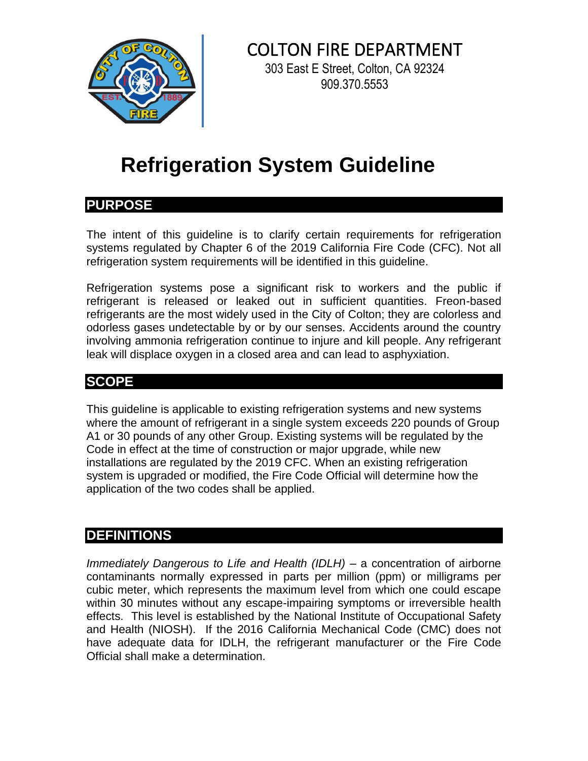COLTON FIRE DEPARTMENT

303 East E Street, Colton, CA 92324

909.370.5553

# Refrigeration System Guideline

## PURPOSE

The intent of this guideline is to clarify certain requirements for refrigeration systems regulated by Chapter 6 of the 2019 California Fire Code (CFC). Not all refrigeration system requirements will be identified in this guideline.

Refrigeration systems pose a significant risk to workers and the public if refrigerant is released or leaked out in sufficient quantities. Freon-based refrigerants are the most widely used in the City of Colton; they are colorless and odorless gases undetectable by or by our senses. Accidents around the country involving ammonia refrigeration continue to injure and kill people. Any refrigerant leak will displace oxygen in a closed area and can lead to asphyxiation.

## SCOPE

This guideline is applicable to existing refrigeration systems and new systems where the amount of refrigerant in a single system exceeds 220 pounds of Group A1 or 30 pounds of any other Group. Existing systems will be regulated by the Code in effect at the time of construction or major upgrade, while new installations are regulated by the 2019 CFC. When an existing refrigeration system is upgraded or modified, the Fire Code Official will determine how the application of the two codes shall be applied.

## DEFINITIONS

*Immediately Dangerous to Life and Health (IDLH)* – a concentration of airborne contaminants normally expressed in parts per million (ppm) or milligrams per cubic meter, which represents the maximum level from which one could escape within 30 minutes without any escape-impairing symptoms or irreversible health effects. This level is established by the National Institute of Occupational Safety and Health (NIOSH). If the 2016 California Mechanical Code (CMC) does not have adequate data for IDLH, the refrigerant manufacturer or the Fire Code Official shall make a determination.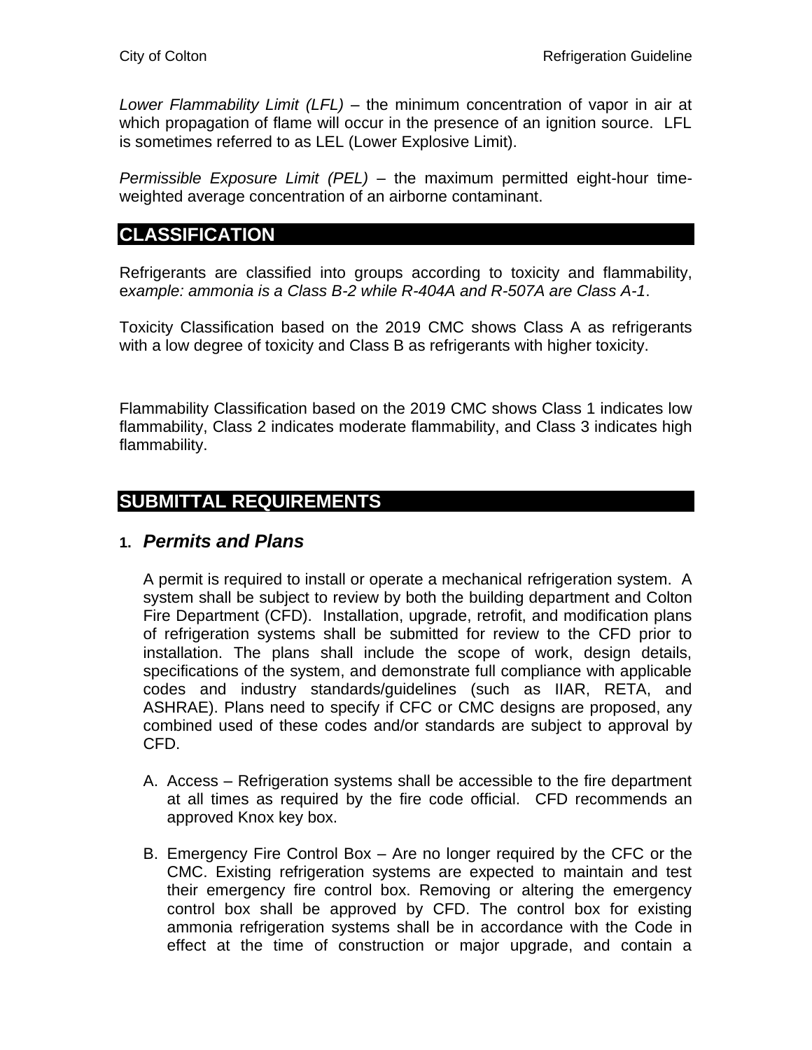*Lower Flammability Limit (LFL)* – the minimum concentration of vapor in air at which propagation of flame will occur in the presence of an ignition source. LFL is sometimes referred to as LEL (Lower Explosive Limit).

*Permissible Exposure Limit (PEL)* – the maximum permitted eight-hour time-weighted average concentration of an airborne contaminant.

## CLASSIFICATION

Refrigerants are classified into groups according to toxicity and flammability, e*xample: ammonia is a Class B-2 while R-404A and R-507A are Class A-1*.

Toxicity Classification based on the 2019 CMC shows Class A as refrigerants with a low degree of toxicity and Class B as refrigerants with higher toxicity.

Flammability Classification based on the 2019 CMC shows Class 1 indicates low flammability, Class 2 indicates moderate flammability, and Class 3 indicates high flammability.

## SUBMITTAL REQUIREMENTS

### 1. *Permits and Plans*

A permit is required to install or operate a mechanical refrigeration system. A system shall be subject to review by both the building department and Colton Fire Department (CFD). Installation, upgrade, retrofit, and modification plans of refrigeration systems shall be submitted for review to the CFD prior to installation. The plans shall include the scope of work, design details, specifications of the system, and demonstrate full compliance with applicable codes and industry standards/guidelines (such as IIAR, RETA, and ASHRAE). Plans need to specify if CFC or CMC designs are proposed, any combined used of these codes and/or standards are subject to approval by CFD.

A. Access – Refrigeration systems shall be accessible to the fire department at all times as required by the fire code official. CFD recommends an approved Knox key box.

B. Emergency Fire Control Box – Are no longer required by the CFC or the CMC. Existing refrigeration systems are expected to maintain and test their emergency fire control box. Removing or altering the emergency control box shall be approved by CFD. The control box for existing ammonia refrigeration systems shall be in accordance with the Code in effect at the time of construction or major upgrade, and contain a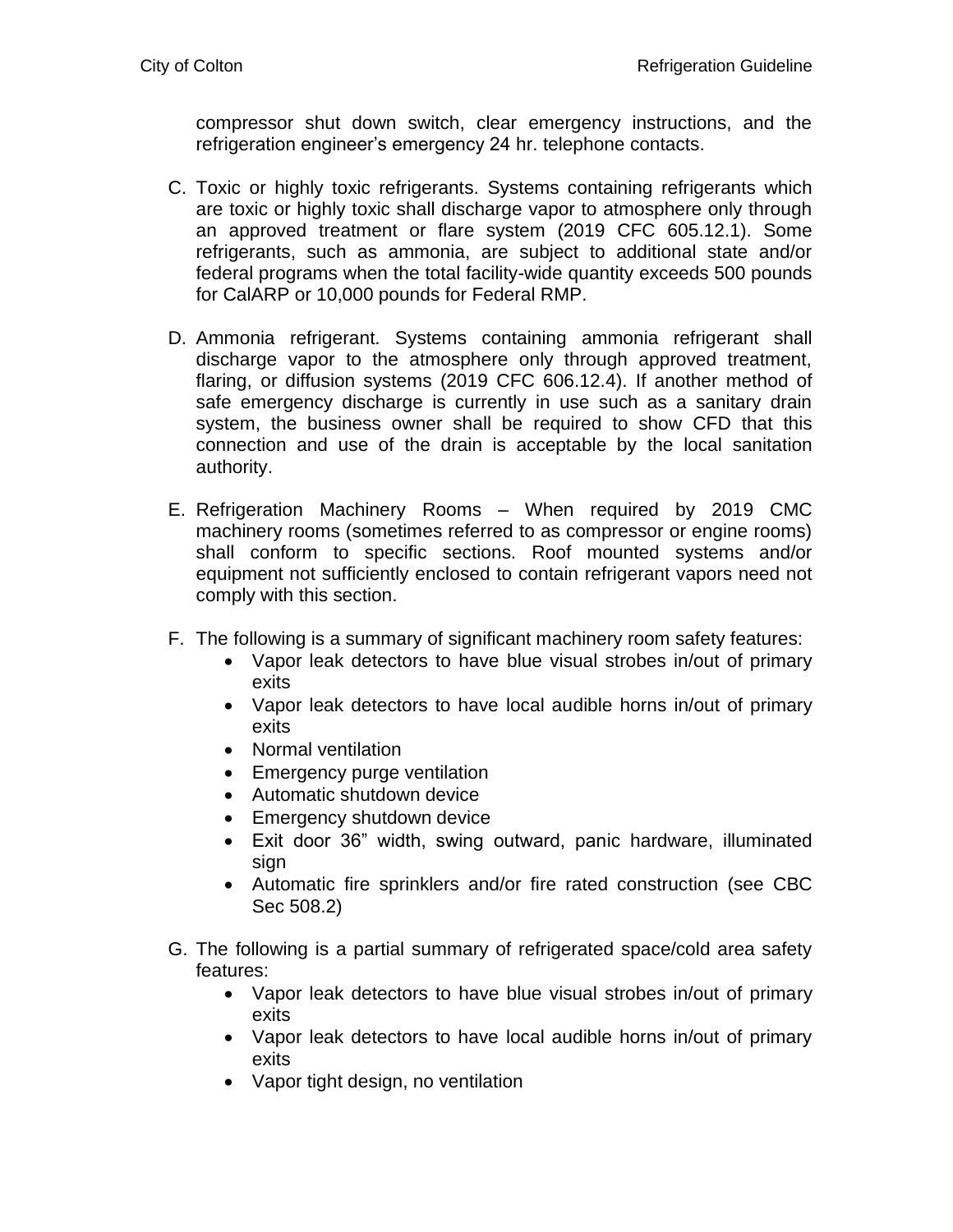compressor shut down switch, clear emergency instructions, and the refrigeration engineer's emergency 24 hr. telephone contacts.

C. Toxic or highly toxic refrigerants. Systems containing refrigerants which are toxic or highly toxic shall discharge vapor to atmosphere only through an approved treatment or flare system (2019 CFC 605.12.1). Some refrigerants, such as ammonia, are subject to additional state and/or federal programs when the total facility-wide quantity exceeds 500 pounds for CalARP or 10,000 pounds for Federal RMP.

D. Ammonia refrigerant. Systems containing ammonia refrigerant shall discharge vapor to the atmosphere only through approved treatment, flaring, or diffusion systems (2019 CFC 606.12.4). If another method of safe emergency discharge is currently in use such as a sanitary drain system, the business owner shall be required to show CFD that this connection and use of the drain is acceptable by the local sanitation authority.

E. Refrigeration Machinery Rooms – When required by 2019 CMC machinery rooms (sometimes referred to as compressor or engine rooms) shall conform to specific sections. Roof mounted systems and/or equipment not sufficiently enclosed to contain refrigerant vapors need not comply with this section.

F. The following is a summary of significant machinery room safety features:
   - Vapor leak detectors to have blue visual strobes in/out of primary exits
   - Vapor leak detectors to have local audible horns in/out of primary exits
   - Normal ventilation
   - Emergency purge ventilation
   - Automatic shutdown device
   - Emergency shutdown device
   - Exit door 36" width, swing outward, panic hardware, illuminated sign
   - Automatic fire sprinklers and/or fire rated construction (see CBC Sec 508.2)

G. The following is a partial summary of refrigerated space/cold area safety features:
   - Vapor leak detectors to have blue visual strobes in/out of primary exits
   - Vapor leak detectors to have local audible horns in/out of primary exits
   - Vapor tight design, no ventilation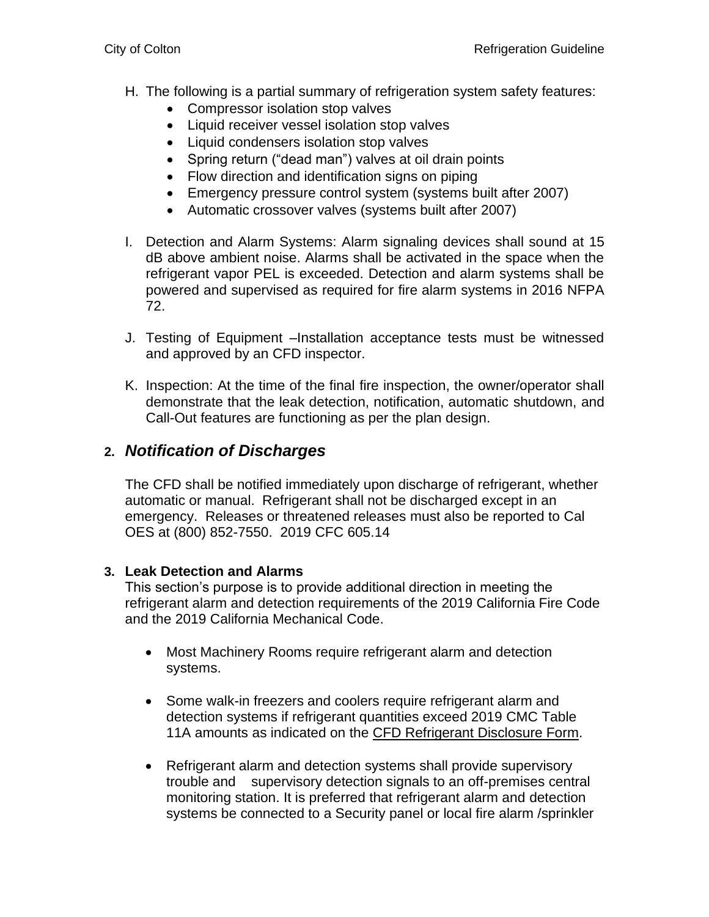H. The following is a partial summary of refrigeration system safety features:
   - Compressor isolation stop valves
   - Liquid receiver vessel isolation stop valves
   - Liquid condensers isolation stop valves
   - Spring return ("dead man") valves at oil drain points
   - Flow direction and identification signs on piping
   - Emergency pressure control system (systems built after 2007)
   - Automatic crossover valves (systems built after 2007)

I. Detection and Alarm Systems: Alarm signaling devices shall sound at 15 dB above ambient noise. Alarms shall be activated in the space when the refrigerant vapor PEL is exceeded. Detection and alarm systems shall be powered and supervised as required for fire alarm systems in 2016 NFPA 72.

J. Testing of Equipment –Installation acceptance tests must be witnessed and approved by an CFD inspector.

K. Inspection: At the time of the final fire inspection, the owner/operator shall demonstrate that the leak detection, notification, automatic shutdown, and Call-Out features are functioning as per the plan design.

## 2. *Notification of Discharges*

The CFD shall be notified immediately upon discharge of refrigerant, whether automatic or manual. Refrigerant shall not be discharged except in an emergency. Releases or threatened releases must also be reported to Cal OES at (800) 852-7550. 2019 CFC 605.14

### 3. Leak Detection and Alarms

This section's purpose is to provide additional direction in meeting the refrigerant alarm and detection requirements of the 2019 California Fire Code and the 2019 California Mechanical Code.

- Most Machinery Rooms require refrigerant alarm and detection systems.

- Some walk-in freezers and coolers require refrigerant alarm and detection systems if refrigerant quantities exceed 2019 CMC Table 11A amounts as indicated on the CFD Refrigerant Disclosure Form.

- Refrigerant alarm and detection systems shall provide supervisory trouble and supervisory detection signals to an off-premises central monitoring station. It is preferred that refrigerant alarm and detection systems be connected to a Security panel or local fire alarm /sprinkler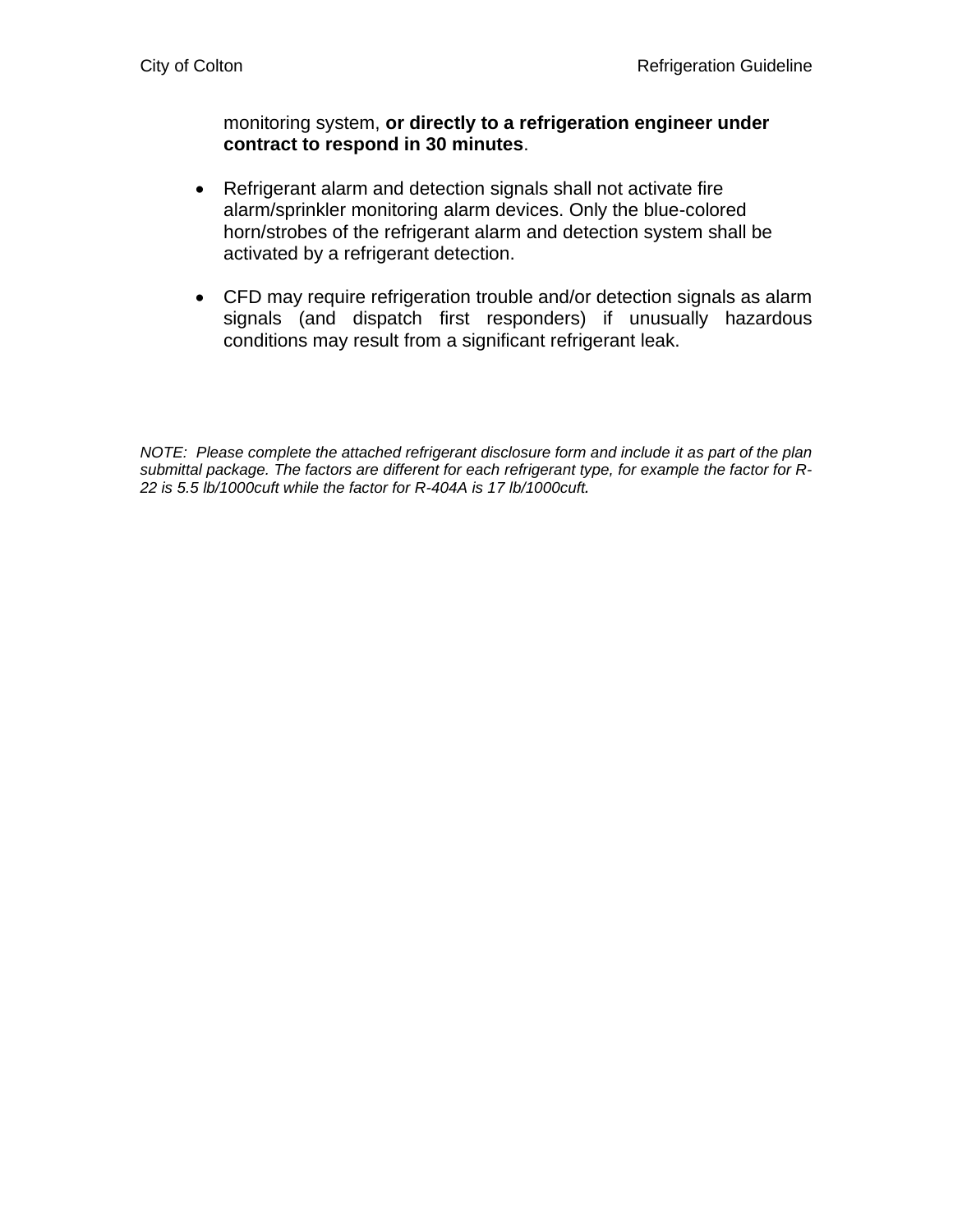monitoring system, **or directly to a refrigeration engineer under contract to respond in 30 minutes**.

- Refrigerant alarm and detection signals shall not activate fire alarm/sprinkler monitoring alarm devices. Only the blue-colored horn/strobes of the refrigerant alarm and detection system shall be activated by a refrigerant detection.

- CFD may require refrigeration trouble and/or detection signals as alarm signals (and dispatch first responders) if unusually hazardous conditions may result from a significant refrigerant leak.

*NOTE: Please complete the attached refrigerant disclosure form and include it as part of the plan submittal package. The factors are different for each refrigerant type, for example the factor for R-22 is 5.5 lb/1000cuft while the factor for R-404A is 17 lb/1000cuft.*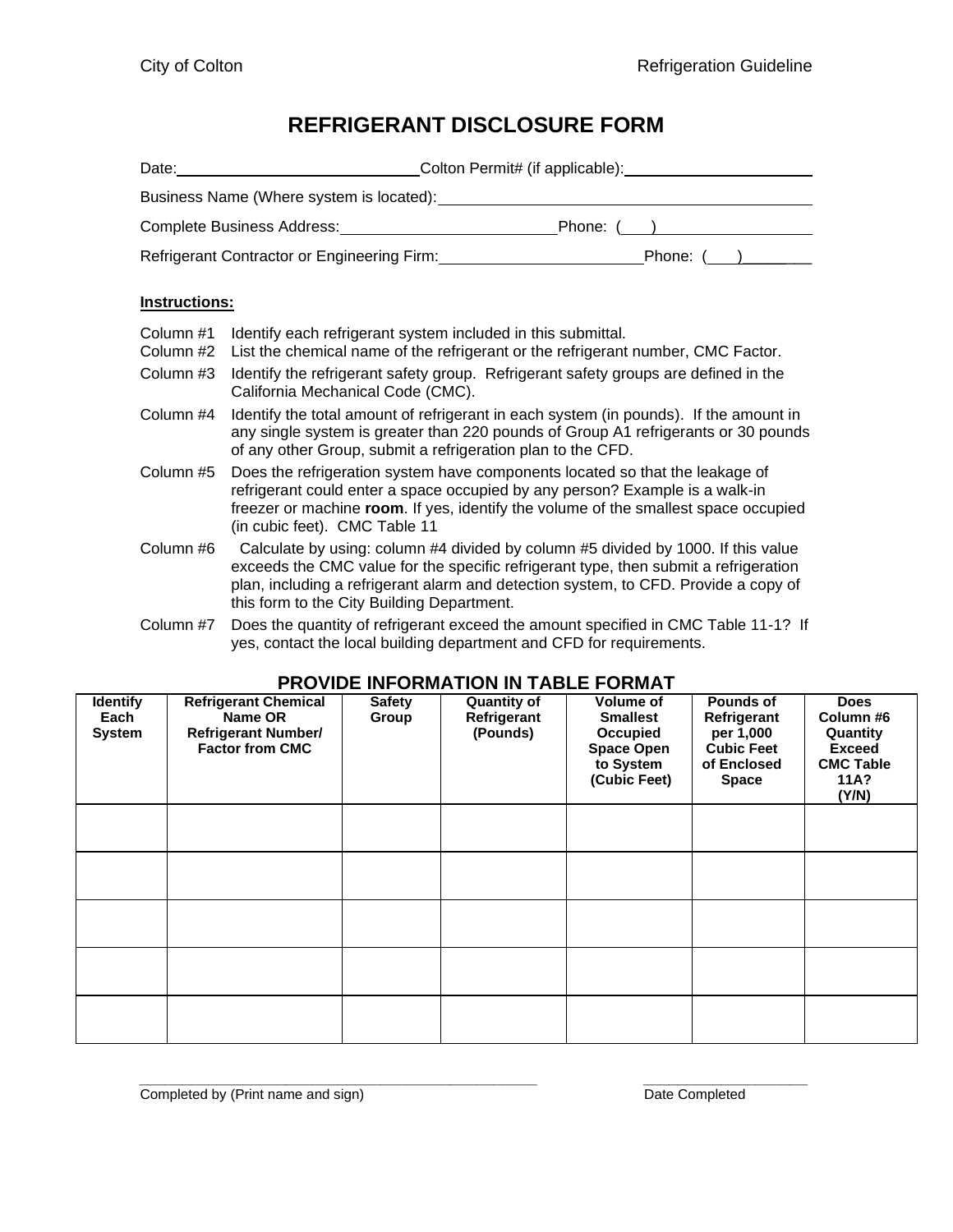# REFRIGERANT DISCLOSURE FORM

Date:\_\_\_\_\_\_\_\_\_\_\_\_\_\_\_\_\_\_\_\_\_\_\_\_\_\_\_\_ Colton Permit# (if applicable):\_\_\_\_\_\_\_\_\_\_\_\_\_\_\_\_\_\_\_\_\_\_

Business Name (Where system is located):\_\_\_\_\_\_\_\_\_\_\_\_\_\_\_\_\_\_\_\_\_\_\_\_\_\_\_\_\_\_\_\_\_\_\_\_\_\_\_\_\_\_\_\_\_\_

Complete Business Address:\_\_\_\_\_\_\_\_\_\_\_\_\_\_\_\_\_\_\_\_\_\_\_\_\_\_ Phone: (\_\_\_)\_\_\_\_\_\_\_\_\_\_\_\_\_\_\_\_\_\_\_

Refrigerant Contractor or Engineering Firm:\_\_\_\_\_\_\_\_\_\_\_\_\_\_\_\_\_\_\_\_\_\_\_\_ Phone: (\_\_\_)\_\_\_\_\_\_\_\_\_

**Instructions:**

Column #1 Identify each refrigerant system included in this submittal.

Column #2 List the chemical name of the refrigerant or the refrigerant number, CMC Factor.

Column #3 Identify the refrigerant safety group. Refrigerant safety groups are defined in the California Mechanical Code (CMC).

Column #4 Identify the total amount of refrigerant in each system (in pounds). If the amount in any single system is greater than 220 pounds of Group A1 refrigerants or 30 pounds of any other Group, submit a refrigeration plan to the CFD.

Column #5 Does the refrigeration system have components located so that the leakage of refrigerant could enter a space occupied by any person? Example is a walk-in freezer or machine **room**. If yes, identify the volume of the smallest space occupied (in cubic feet). CMC Table 11

Column #6 Calculate by using: column #4 divided by column #5 divided by 1000. If this value exceeds the CMC value for the specific refrigerant type, then submit a refrigeration plan, including a refrigerant alarm and detection system, to CFD. Provide a copy of this form to the City Building Department.

Column #7 Does the quantity of refrigerant exceed the amount specified in CMC Table 11-1? If yes, contact the local building department and CFD for requirements.

## PROVIDE INFORMATION IN TABLE FORMAT

| Identify Each System | Refrigerant Chemical Name OR Refrigerant Number/ Factor from CMC | Safety Group | Quantity of Refrigerant (Pounds) | Volume of Smallest Occupied Space Open to System (Cubic Feet) | Pounds of Refrigerant per 1,000 Cubic Feet of Enclosed Space | Does Column #6 Quantity Exceed CMC Table 11A? (Y/N) |
|---|---|---|---|---|---|---|
| | | | | | | |
| | | | | | | |
| | | | | | | |
| | | | | | | |
| | | | | | | |

\_\_\_\_\_\_\_\_\_\_\_\_\_\_\_\_\_\_\_\_\_\_\_\_\_\_\_\_\_\_\_\_\_\_\_\_\_\_\_\_\_\_\_\_\_\_\_\_ \_\_\_\_\_\_\_\_\_\_\_\_\_\_\_\_\_\_\_\_

Completed by (Print name and sign) Date Completed